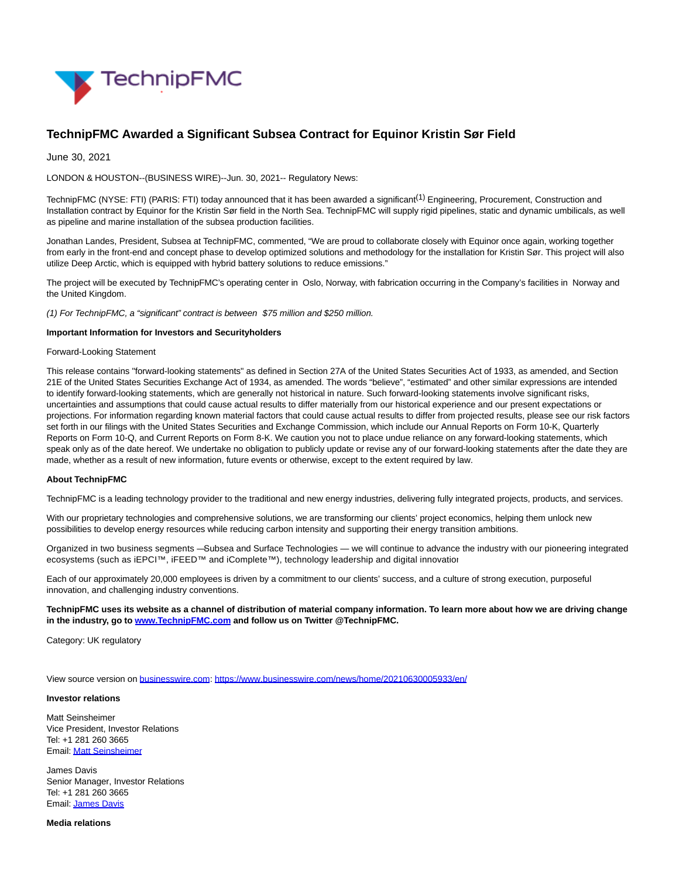# TechnipFMC Awarded a Significant Subsea Contract for Equinor Kristin Sør Field

June 30, 2021

LONDON & HOUSTON--(BUSINESS WIRE)--Jun. 30, 2021-- Regulatory News:

TechnipFMC (NYSE: FTI) (PARIS: FTI) today announced that it has been awarded a significant(1) Engineering, Procurement, Construction and Installation contract by Equinor for the Kristin Sør field in the North Sea. TechnipFMC will supply rigid pipelines, static and dynamic umbilicals, as well as pipeline and marine installation of the subsea production facilities.

Jonathan Landes, President, Subsea at TechnipFMC, commented, "We are proud to collaborate closely with Equinor once again, working together from early in the front-end and concept phase to develop optimized solutions and methodology for the installation for Kristin Sør. This project will also utilize Deep Arctic, which is equipped with hybrid battery solutions to reduce emissions."

The project will be executed by TechnipFMC's operating center in Oslo, Norway, with fabrication occurring in the Company's facilities in Norway and the United Kingdom.

*(1) For TechnipFMC, a "significant" contract is between $75 million and $250 million.*

**Important Information for Investors and Securityholders**

Forward-Looking Statement

This release contains "forward-looking statements" as defined in Section 27A of the United States Securities Act of 1933, as amended, and Section 21E of the United States Securities Exchange Act of 1934, as amended. The words "believe", "estimated" and other similar expressions are intended to identify forward-looking statements, which are generally not historical in nature. Such forward-looking statements involve significant risks, uncertainties and assumptions that could cause actual results to differ materially from our historical experience and our present expectations or projections. For information regarding known material factors that could cause actual results to differ from projected results, please see our risk factors set forth in our filings with the United States Securities and Exchange Commission, which include our Annual Reports on Form 10-K, Quarterly Reports on Form 10-Q, and Current Reports on Form 8-K. We caution you not to place undue reliance on any forward-looking statements, which speak only as of the date hereof. We undertake no obligation to publicly update or revise any of our forward-looking statements after the date they are made, whether as a result of new information, future events or otherwise, except to the extent required by law.

**About TechnipFMC**

TechnipFMC is a leading technology provider to the traditional and new energy industries, delivering fully integrated projects, products, and services.

With our proprietary technologies and comprehensive solutions, we are transforming our clients' project economics, helping them unlock new possibilities to develop energy resources while reducing carbon intensity and supporting their energy transition ambitions.

Organized in two business segments —Subsea and Surface Technologies — we will continue to advance the industry with our pioneering integrated ecosystems (such as iEPCI™, iFEED™ and iComplete™), technology leadership and digital innovatio

Each of our approximately 20,000 employees is driven by a commitment to our clients' success, and a culture of strong execution, purposeful innovation, and challenging industry conventions.

**TechnipFMC uses its website as a channel of distribution of material company information. To learn more about how we are driving change in the industry, go to [www.TechnipFMC.com](http://www.TechnipFMC.com) and follow us on Twitter @TechnipFMC.**

Category: UK regulatory

View source version on businesswire.com: https://www.businesswire.com/news/home/20210630005933/en/

**Investor relations**

Matt Seinsheimer
Vice President, Investor Relations
Tel: +1 281 260 3665
Email: Matt Seinsheimer

James Davis
Senior Manager, Investor Relations
Tel: +1 281 260 3665
Email: James Davis

**Media relations**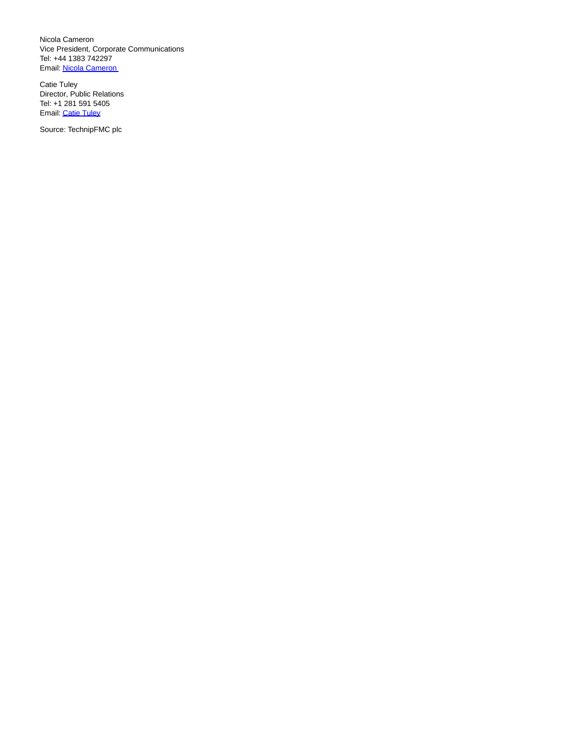Nicola Cameron
Vice President, Corporate Communications
Tel: +44 1383 742297
Email: Nicola Cameron

Catie Tuley
Director, Public Relations
Tel: +1 281 591 5405
Email: Catie Tuley

Source: TechnipFMC plc